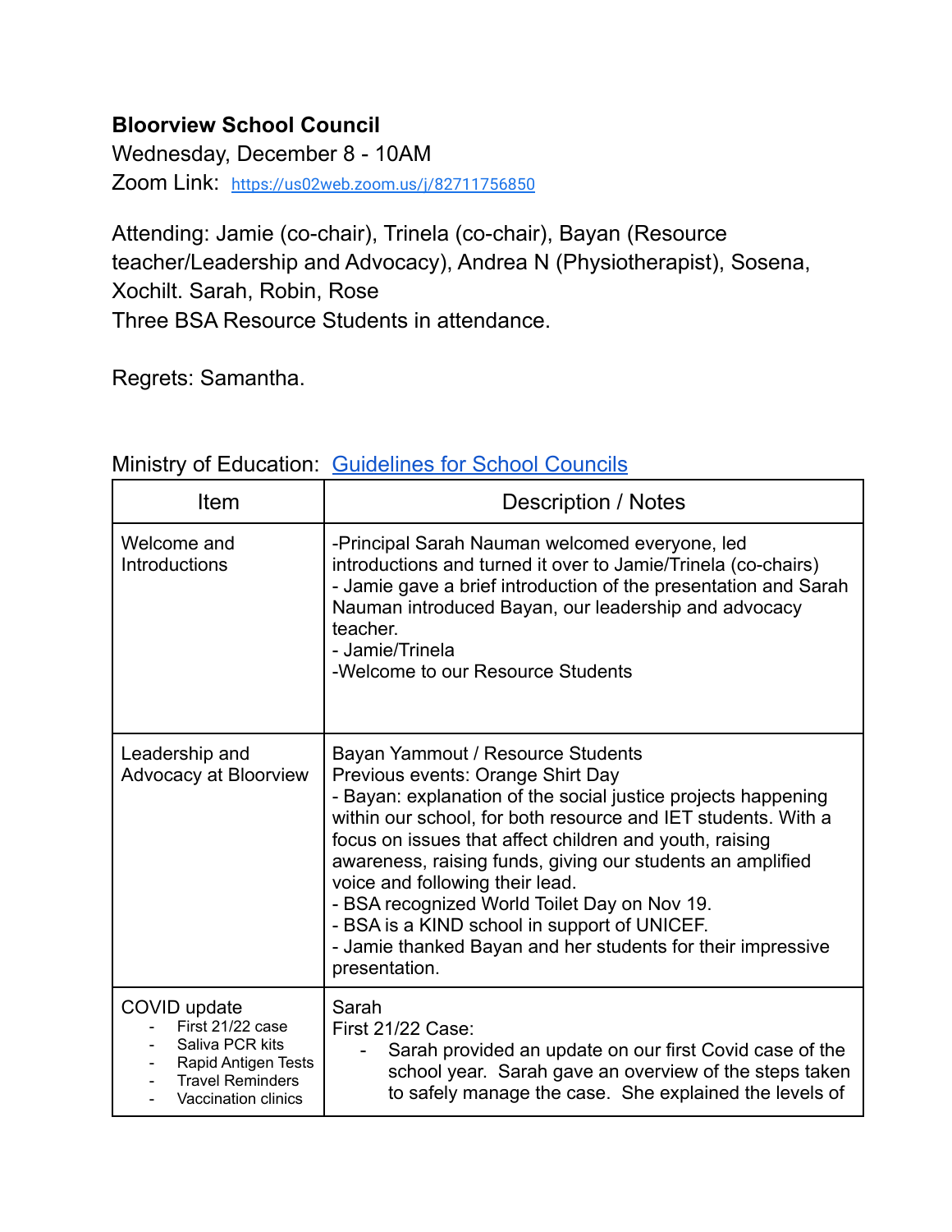**Bloorview School Council**
Wednesday, December 8 - 10AM
Zoom Link: https://us02web.zoom.us/j/82711756850

Attending: Jamie (co-chair), Trinela (co-chair), Bayan (Resource teacher/Leadership and Advocacy), Andrea N (Physiotherapist), Sosena, Xochilt. Sarah, Robin, Rose
Three BSA Resource Students in attendance.

Regrets: Samantha.

Ministry of Education: [Guidelines for School Councils]

| Item | Description / Notes |
|---|---|
| Welcome and Introductions | -Principal Sarah Nauman welcomed everyone, led introductions and turned it over to Jamie/Trinela (co-chairs)<br>- Jamie gave a brief introduction of the presentation and Sarah Nauman introduced Bayan, our leadership and advocacy teacher.<br>- Jamie/Trinela<br>-Welcome to our Resource Students |
| Leadership and Advocacy at Bloorview | Bayan Yammout / Resource Students<br>Previous events: Orange Shirt Day<br>- Bayan: explanation of the social justice projects happening within our school, for both resource and IET students. With a focus on issues that affect children and youth, raising awareness, raising funds, giving our students an amplified voice and following their lead.<br>- BSA recognized World Toilet Day on Nov 19.<br>- BSA is a KIND school in support of UNICEF.<br>- Jamie thanked Bayan and her students for their impressive presentation. |
| COVID update<br>- First 21/22 case<br>- Saliva PCR kits<br>- Rapid Antigen Tests<br>- Travel Reminders<br>- Vaccination clinics | Sarah<br>First 21/22 Case:<br>- Sarah provided an update on our first Covid case of the school year. Sarah gave an overview of the steps taken to safely manage the case. She explained the levels of |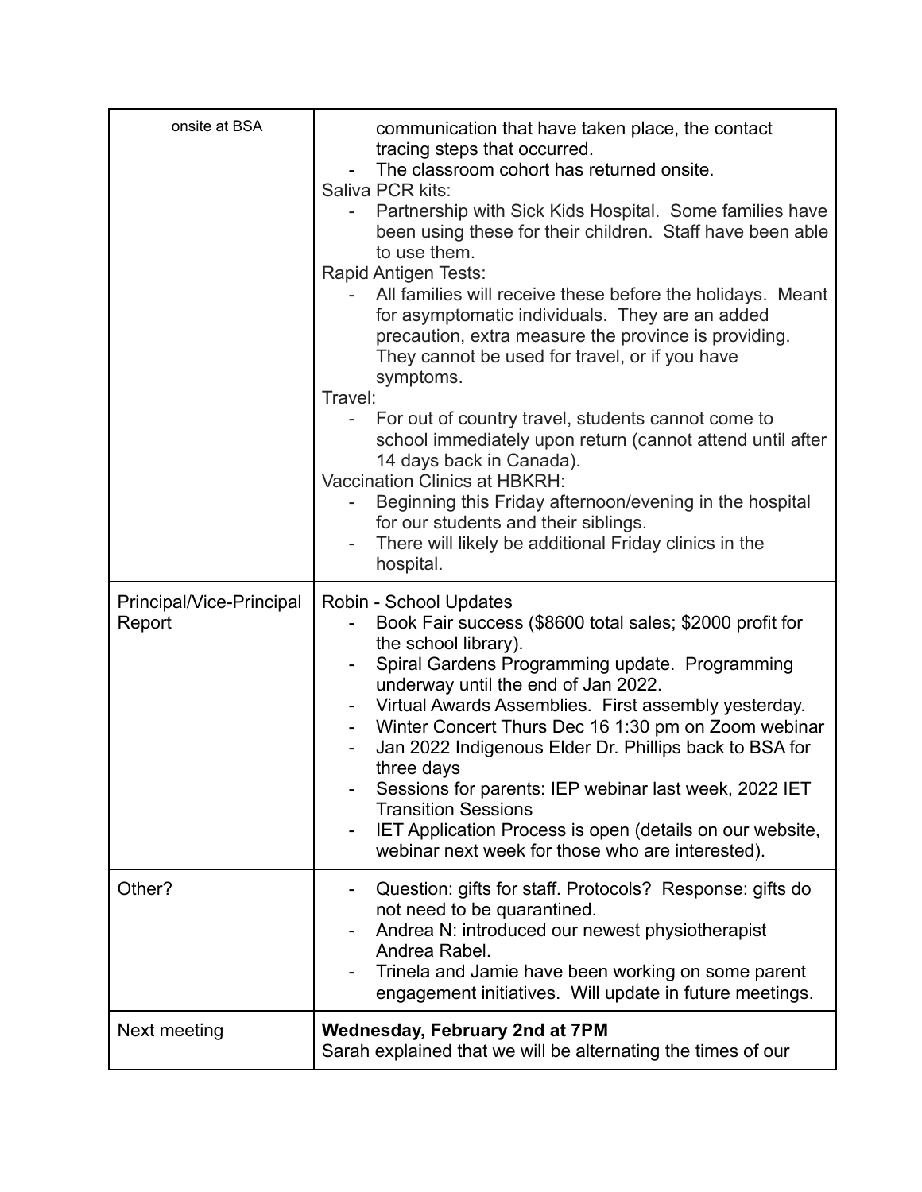| | |
|---|---|
| onsite at BSA | communication that have taken place, the contact tracing steps that occurred.<br>- The classroom cohort has returned onsite.<br>Saliva PCR kits:<br>- Partnership with Sick Kids Hospital. Some families have been using these for their children. Staff have been able to use them.<br>Rapid Antigen Tests:<br>- All families will receive these before the holidays. Meant for asymptomatic individuals. They are an added precaution, extra measure the province is providing. They cannot be used for travel, or if you have symptoms.<br>Travel:<br>- For out of country travel, students cannot come to school immediately upon return (cannot attend until after 14 days back in Canada).<br>Vaccination Clinics at HBKRH:<br>- Beginning this Friday afternoon/evening in the hospital for our students and their siblings.<br>- There will likely be additional Friday clinics in the hospital. |
| Principal/Vice-Principal Report | Robin - School Updates<br>- Book Fair success ($8600 total sales; $2000 profit for the school library).<br>- Spiral Gardens Programming update. Programming underway until the end of Jan 2022.<br>- Virtual Awards Assemblies. First assembly yesterday.<br>- Winter Concert Thurs Dec 16 1:30 pm on Zoom webinar<br>- Jan 2022 Indigenous Elder Dr. Phillips back to BSA for three days<br>- Sessions for parents: IEP webinar last week, 2022 IET Transition Sessions<br>- IET Application Process is open (details on our website, webinar next week for those who are interested). |
| Other? | - Question: gifts for staff. Protocols? Response: gifts do not need to be quarantined.<br>- Andrea N: introduced our newest physiotherapist Andrea Rabel.<br>- Trinela and Jamie have been working on some parent engagement initiatives. Will update in future meetings. |
| Next meeting | **Wednesday, February 2nd at 7PM**<br>Sarah explained that we will be alternating the times of our |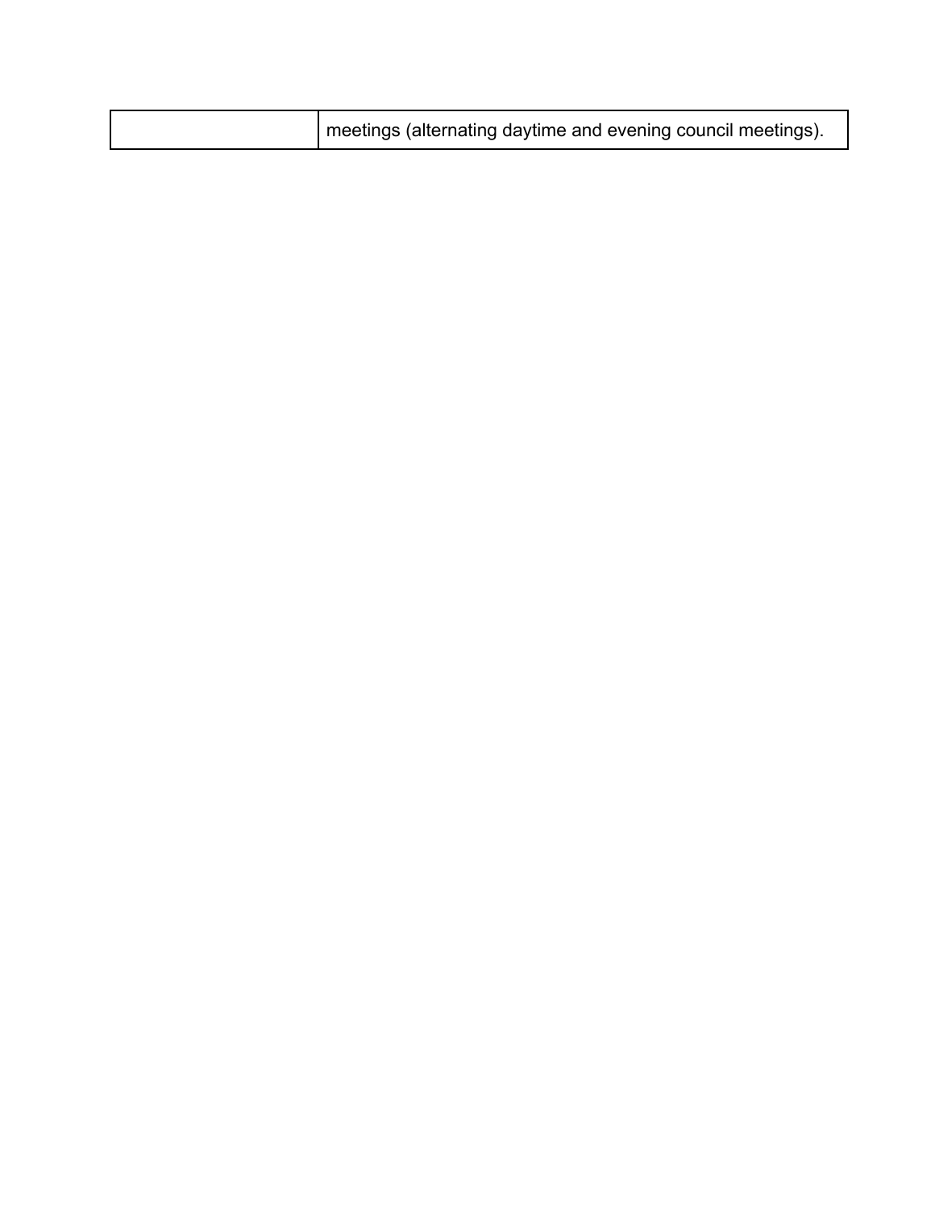| | |
|---|---|
| | meetings (alternating daytime and evening council meetings). |